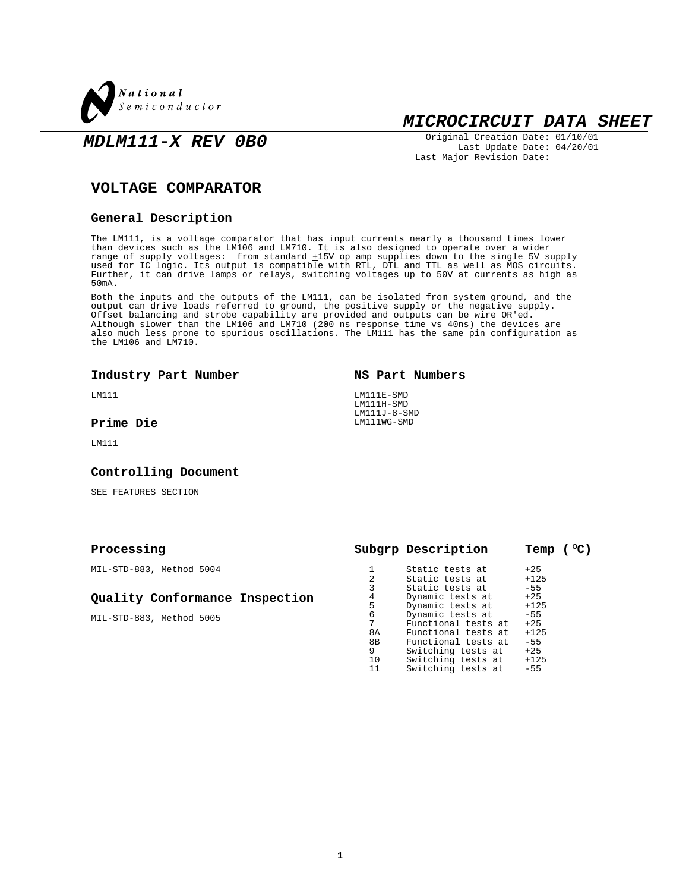National Semiconductor

# MICROCIRCUIT DATA SHEET

**MDLM111-X REV 0B0**

Original Creation Date: 01/10/01
Last Update Date: 04/20/01
Last Major Revision Date:

## VOLTAGE COMPARATOR

### General Description

The LM111, is a voltage comparator that has input currents nearly a thousand times lower than devices such as the LM106 and LM710. It is also designed to operate over a wider range of supply voltages: from standard ±15V op amp supplies down to the single 5V supply used for IC logic. Its output is compatible with RTL, DTL and TTL as well as MOS circuits. Further, it can drive lamps or relays, switching voltages up to 50V at currents as high as 50mA.

Both the inputs and the outputs of the LM111, can be isolated from system ground, and the output can drive loads referred to ground, the positive supply or the negative supply. Offset balancing and strobe capability are provided and outputs can be wire OR'ed. Although slower than the LM106 and LM710 (200 ns response time vs 40ns) the devices are also much less prone to spurious oscillations. The LM111 has the same pin configuration as the LM106 and LM710.

### Industry Part Number

LM111

### Prime Die

LM111

### Controlling Document

SEE FEATURES SECTION

### NS Part Numbers

LM111E-SMD
LM111H-SMD
LM111J-8-SMD
LM111WG-SMD

### Processing

MIL-STD-883, Method 5004

### Quality Conformance Inspection

MIL-STD-883, Method 5005

| Subgrp | Description | Temp ($^{o}$C) |
|---|---|---|
| 1 | Static tests at | +25 |
| 2 | Static tests at | +125 |
| 3 | Static tests at | -55 |
| 4 | Dynamic tests at | +25 |
| 5 | Dynamic tests at | +125 |
| 6 | Dynamic tests at | -55 |
| 7 | Functional tests at | +25 |
| 8A | Functional tests at | +125 |
| 8B | Functional tests at | -55 |
| 9 | Switching tests at | +25 |
| 10 | Switching tests at | +125 |
| 11 | Switching tests at | -55 |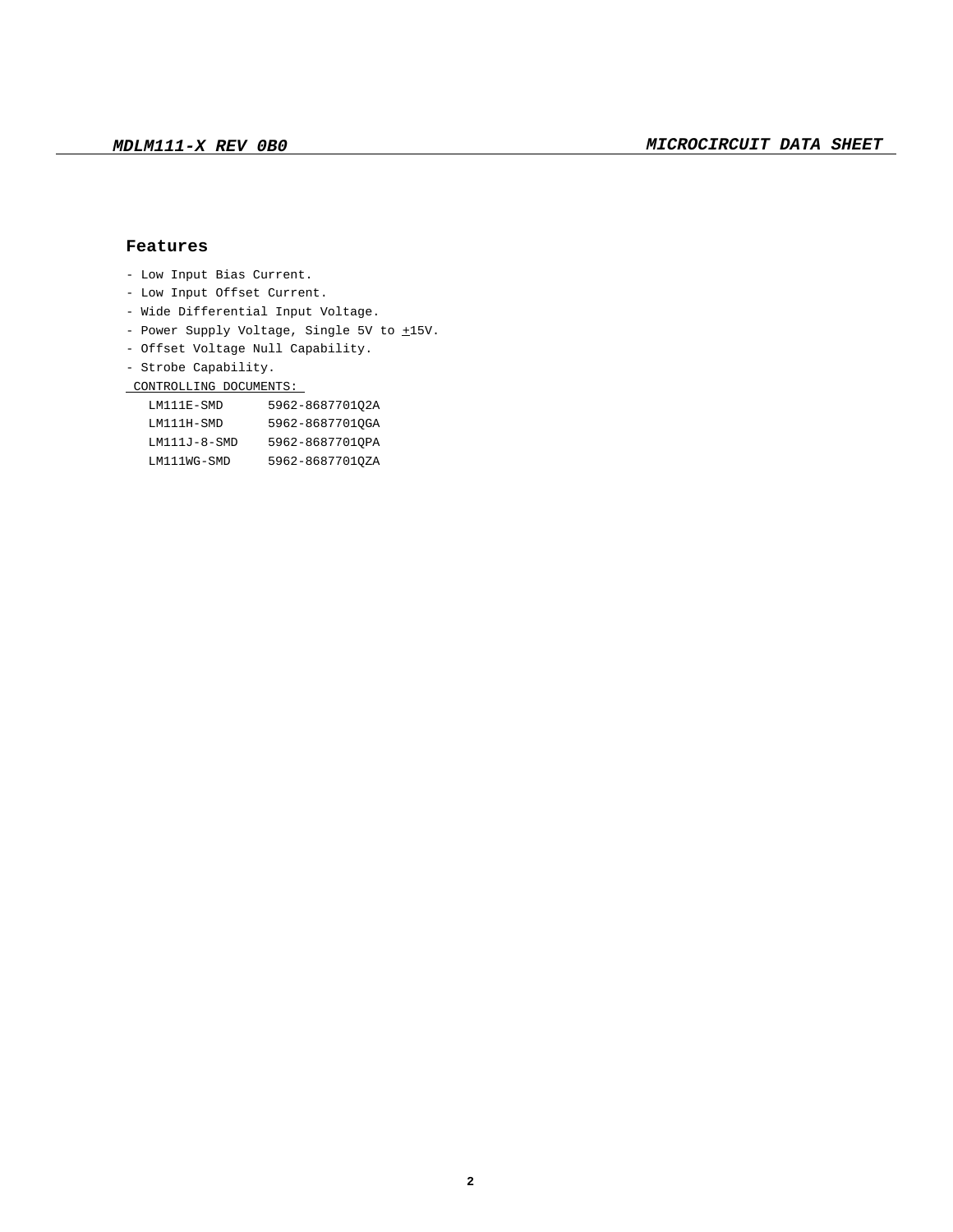## Features

- Low Input Bias Current.
- Low Input Offset Current.
- Wide Differential Input Voltage.
- Power Supply Voltage, Single 5V to ±15V.
- Offset Voltage Null Capability.
- Strobe Capability.

CONTROLLING DOCUMENTS:

| | |
|---|---|
| LM111E-SMD | 5962-8687701Q2A |
| LM111H-SMD | 5962-8687701QGA |
| LM111J-8-SMD | 5962-8687701QPA |
| LM111WG-SMD | 5962-8687701QZA |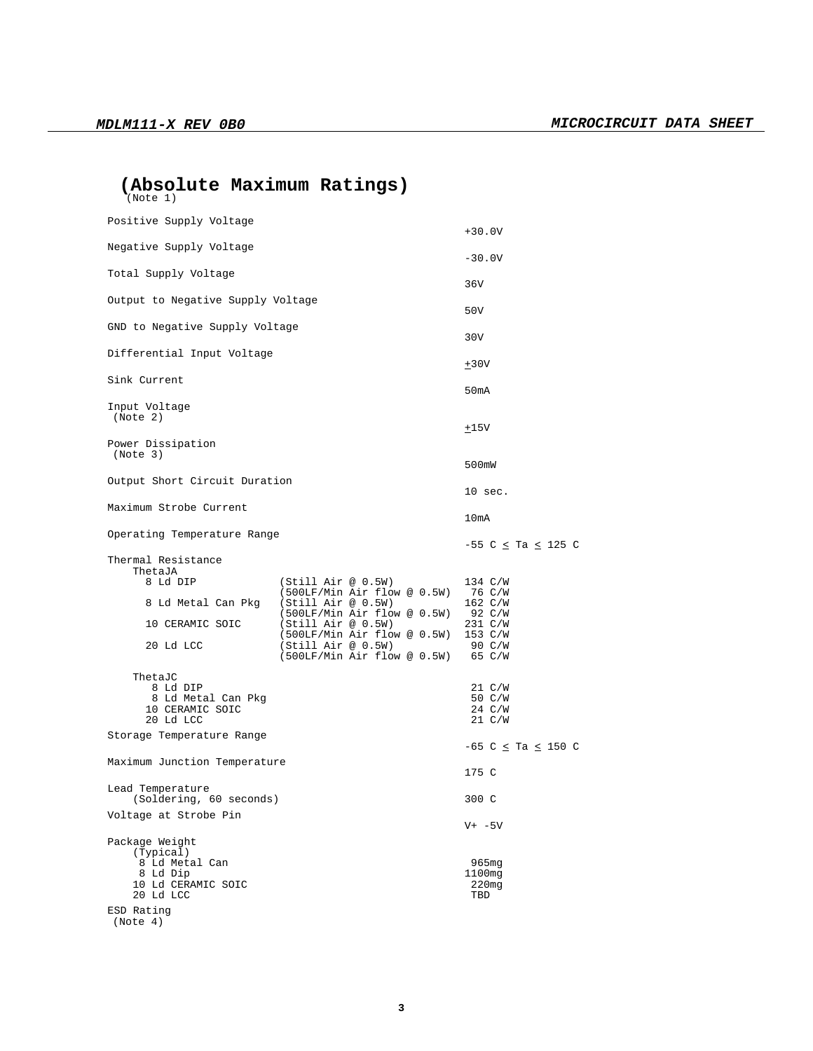## (Absolute Maximum Ratings)

(Note 1)

| Parameter | Condition | Rating |
|---|---|---|
| Positive Supply Voltage | | +30.0V |
| Negative Supply Voltage | | -30.0V |
| Total Supply Voltage | | 36V |
| Output to Negative Supply Voltage | | 50V |
| GND to Negative Supply Voltage | | 30V |
| Differential Input Voltage | | ±30V |
| Sink Current | | 50mA |
| Input Voltage (Note 2) | | ±15V |
| Power Dissipation (Note 3) | | 500mW |
| Output Short Circuit Duration | | 10 sec. |
| Maximum Strobe Current | | 10mA |
| Operating Temperature Range | | -55 C ≤ Ta ≤ 125 C |
| Thermal Resistance | | |
| ThetaJA | | |
| 8 Ld DIP | (Still Air @ 0.5W) | 134 C/W |
| | (500LF/Min Air flow @ 0.5W) | 76 C/W |
| 8 Ld Metal Can Pkg | (Still Air @ 0.5W) | 162 C/W |
| | (500LF/Min Air flow @ 0.5W) | 92 C/W |
| 10 CERAMIC SOIC | (Still Air @ 0.5W) | 231 C/W |
| | (500LF/Min Air flow @ 0.5W) | 153 C/W |
| 20 Ld LCC | (Still Air @ 0.5W) | 90 C/W |
| | (500LF/Min Air flow @ 0.5W) | 65 C/W |
| ThetaJC | | |
| 8 Ld DIP | | 21 C/W |
| 8 Ld Metal Can Pkg | | 50 C/W |
| 10 CERAMIC SOIC | | 24 C/W |
| 20 Ld LCC | | 21 C/W |
| Storage Temperature Range | | -65 C ≤ Ta ≤ 150 C |
| Maximum Junction Temperature | | 175 C |
| Lead Temperature (Soldering, 60 seconds) | | 300 C |
| Voltage at Strobe Pin | | V+ -5V |
| Package Weight (Typical) | | |
| 8 Ld Metal Can | | 965mg |
| 8 Ld Dip | | 1100mg |
| 10 Ld CERAMIC SOIC | | 220mg |
| 20 Ld LCC | | TBD |
| ESD Rating (Note 4) | | |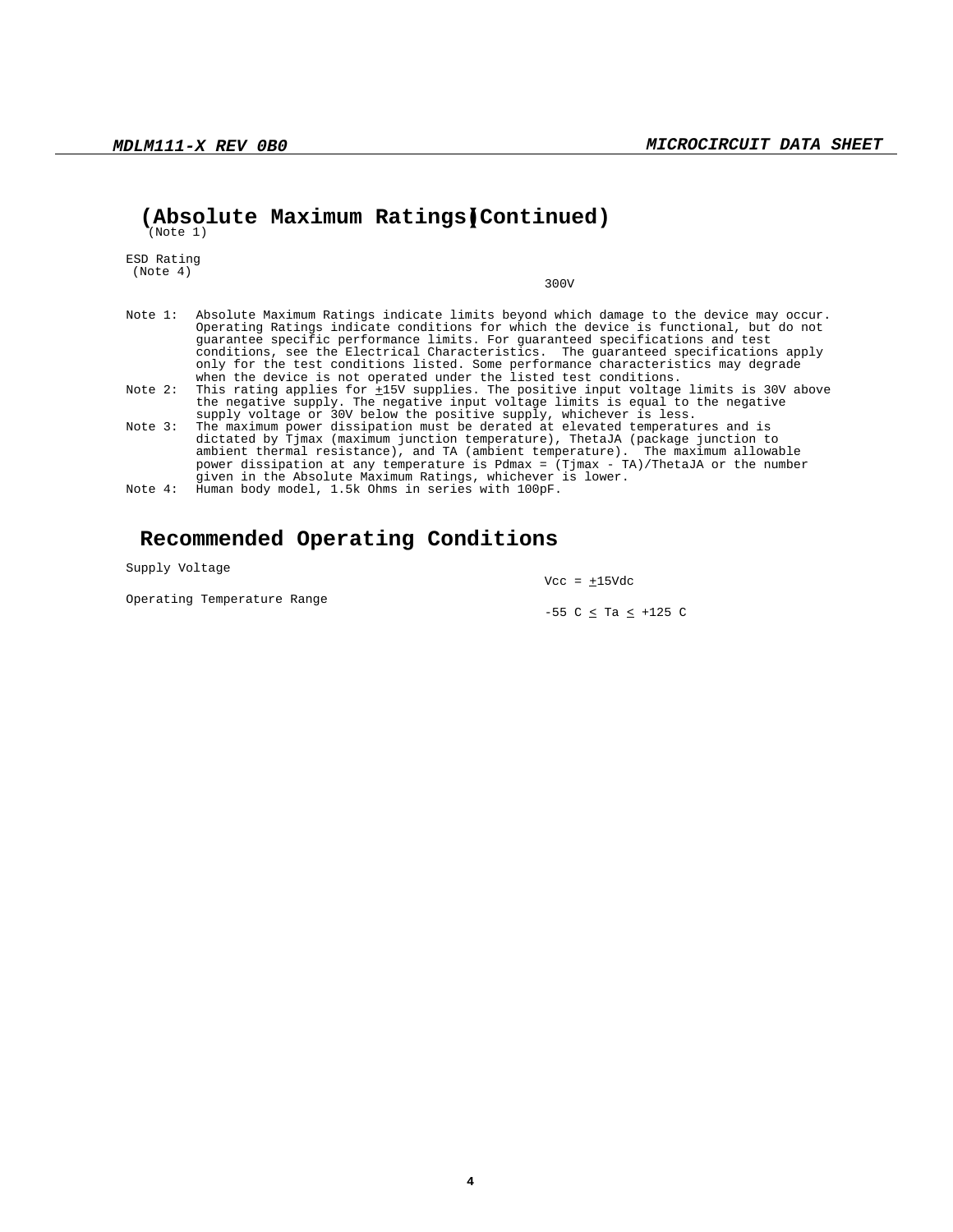## (Absolute Maximum Ratings)(Continued)

(Note 1)

| | |
|---|---|
| ESD Rating (Note 4) | 300V |

Note 1: Absolute Maximum Ratings indicate limits beyond which damage to the device may occur. Operating Ratings indicate conditions for which the device is functional, but do not guarantee specific performance limits. For guaranteed specifications and test conditions, see the Electrical Characteristics. The guaranteed specifications apply only for the test conditions listed. Some performance characteristics may degrade when the device is not operated under the listed test conditions.

Note 2: This rating applies for $\pm$15V supplies. The positive input voltage limits is 30V above the negative supply. The negative input voltage limits is equal to the negative supply voltage or 30V below the positive supply, whichever is less.

Note 3: The maximum power dissipation must be derated at elevated temperatures and is dictated by Tjmax (maximum junction temperature), ThetaJA (package junction to ambient thermal resistance), and TA (ambient temperature). The maximum allowable power dissipation at any temperature is Pdmax = (Tjmax - TA)/ThetaJA or the number given in the Absolute Maximum Ratings, whichever is lower.

Note 4: Human body model, 1.5k Ohms in series with 100pF.

## Recommended Operating Conditions

| | |
|---|---|
| Supply Voltage | Vcc = $\pm$15Vdc |
| Operating Temperature Range | -55 C $\leq$ Ta $\leq$ +125 C |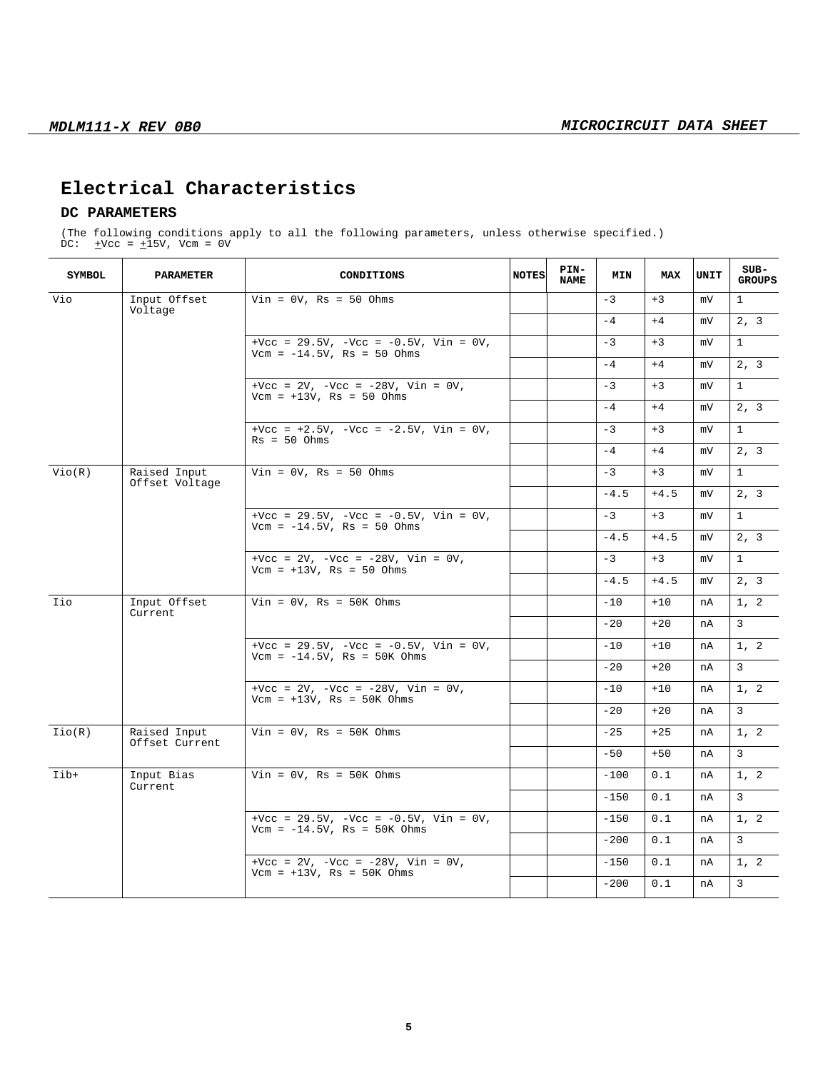## Electrical Characteristics

### DC PARAMETERS

(The following conditions apply to all the following parameters, unless otherwise specified.)
DC: ±Vcc = ±15V, Vcm = 0V

| SYMBOL | PARAMETER | CONDITIONS | NOTES | PIN-NAME | MIN | MAX | UNIT | SUB-GROUPS |
|---|---|---|---|---|---|---|---|---|
| Vio | Input Offset Voltage | Vin = 0V, Rs = 50 Ohms | | | -3 | +3 | mV | 1 |
| | | | | | -4 | +4 | mV | 2, 3 |
| | | +Vcc = 29.5V, -Vcc = -0.5V, Vin = 0V, Vcm = -14.5V, Rs = 50 Ohms | | | -3 | +3 | mV | 1 |
| | | | | | -4 | +4 | mV | 2, 3 |
| | | +Vcc = 2V, -Vcc = -28V, Vin = 0V, Vcm = +13V, Rs = 50 Ohms | | | -3 | +3 | mV | 1 |
| | | | | | -4 | +4 | mV | 2, 3 |
| | | +Vcc = +2.5V, -Vcc = -2.5V, Vin = 0V, Rs = 50 Ohms | | | -3 | +3 | mV | 1 |
| | | | | | -4 | +4 | mV | 2, 3 |
| Vio(R) | Raised Input Offset Voltage | Vin = 0V, Rs = 50 Ohms | | | -3 | +3 | mV | 1 |
| | | | | | -4.5 | +4.5 | mV | 2, 3 |
| | | +Vcc = 29.5V, -Vcc = -0.5V, Vin = 0V, Vcm = -14.5V, Rs = 50 Ohms | | | -3 | +3 | mV | 1 |
| | | | | | -4.5 | +4.5 | mV | 2, 3 |
| | | +Vcc = 2V, -Vcc = -28V, Vin = 0V, Vcm = +13V, Rs = 50 Ohms | | | -3 | +3 | mV | 1 |
| | | | | | -4.5 | +4.5 | mV | 2, 3 |
| Iio | Input Offset Current | Vin = 0V, Rs = 50K Ohms | | | -10 | +10 | nA | 1, 2 |
| | | | | | -20 | +20 | nA | 3 |
| | | +Vcc = 29.5V, -Vcc = -0.5V, Vin = 0V, Vcm = -14.5V, Rs = 50K Ohms | | | -10 | +10 | nA | 1, 2 |
| | | | | | -20 | +20 | nA | 3 |
| | | +Vcc = 2V, -Vcc = -28V, Vin = 0V, Vcm = +13V, Rs = 50K Ohms | | | -10 | +10 | nA | 1, 2 |
| | | | | | -20 | +20 | nA | 3 |
| Iio(R) | Raised Input Offset Current | Vin = 0V, Rs = 50K Ohms | | | -25 | +25 | nA | 1, 2 |
| | | | | | -50 | +50 | nA | 3 |
| Iib+ | Input Bias Current | Vin = 0V, Rs = 50K Ohms | | | -100 | 0.1 | nA | 1, 2 |
| | | | | | -150 | 0.1 | nA | 3 |
| | | +Vcc = 29.5V, -Vcc = -0.5V, Vin = 0V, Vcm = -14.5V, Rs = 50K Ohms | | | -150 | 0.1 | nA | 1, 2 |
| | | | | | -200 | 0.1 | nA | 3 |
| | | +Vcc = 2V, -Vcc = -28V, Vin = 0V, Vcm = +13V, Rs = 50K Ohms | | | -150 | 0.1 | nA | 1, 2 |
| | | | | | -200 | 0.1 | nA | 3 |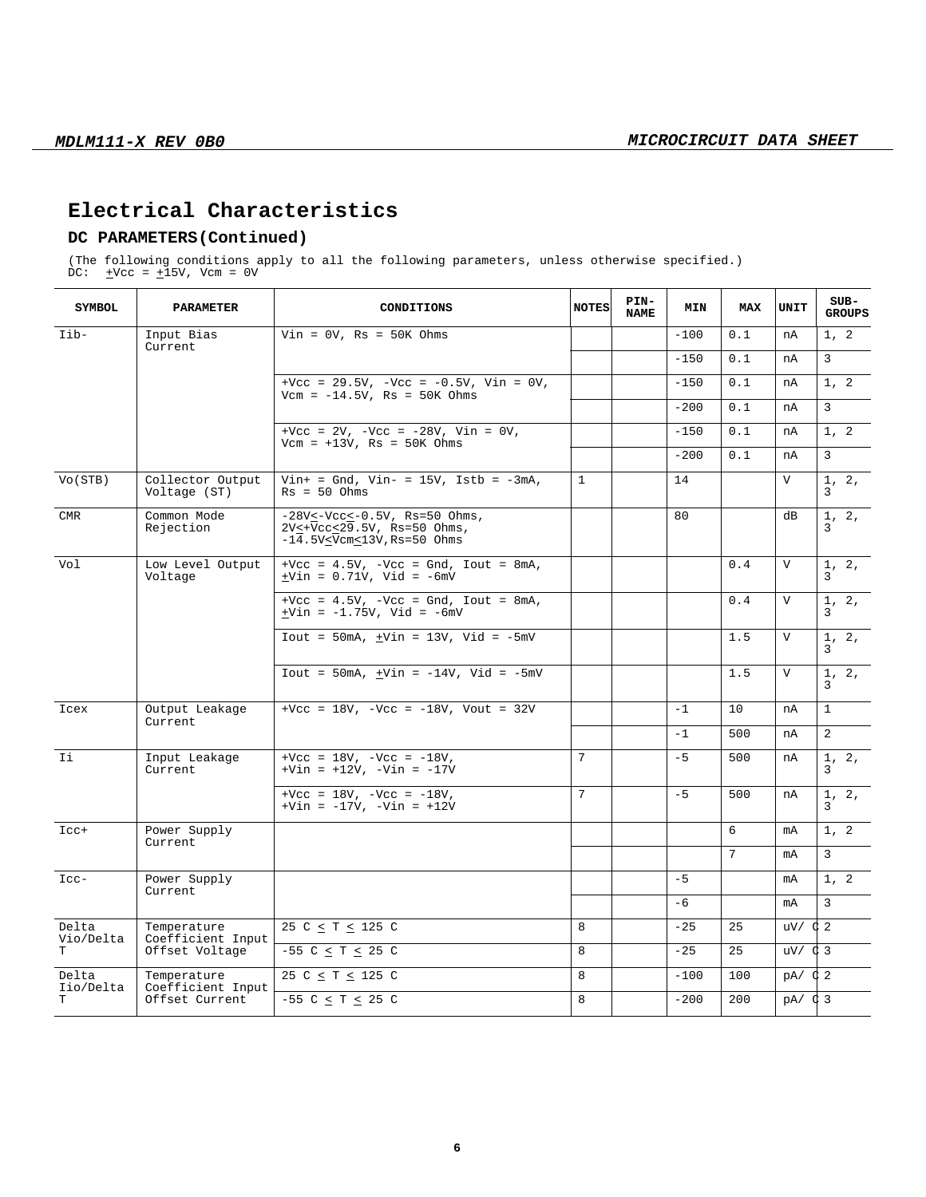# Electrical Characteristics

## DC PARAMETERS(Continued)

(The following conditions apply to all the following parameters, unless otherwise specified.)
DC: ±Vcc = ±15V, Vcm = 0V

| SYMBOL | PARAMETER | CONDITIONS | NOTES | PIN-NAME | MIN | MAX | UNIT | SUB-GROUPS |
|---|---|---|---|---|---|---|---|---|
| Iib- | Input Bias Current | Vin = 0V, Rs = 50K Ohms | | | -100 | 0.1 | nA | 1, 2 |
| | | | | | -150 | 0.1 | nA | 3 |
| | | +Vcc = 29.5V, -Vcc = -0.5V, Vin = 0V, Vcm = -14.5V, Rs = 50K Ohms | | | -150 | 0.1 | nA | 1, 2 |
| | | | | | -200 | 0.1 | nA | 3 |
| | | +Vcc = 2V, -Vcc = -28V, Vin = 0V, Vcm = +13V, Rs = 50K Ohms | | | -150 | 0.1 | nA | 1, 2 |
| | | | | | -200 | 0.1 | nA | 3 |
| Vo(STB) | Collector Output Voltage (ST) | Vin+ = Gnd, Vin- = 15V, Istb = -3mA, Rs = 50 Ohms | 1 | | 14 | | V | 1, 2, 3 |
| CMR | Common Mode Rejection | -28V≤-Vcc≤-0.5V, Rs=50 Ohms, 2V≤+Vcc≤29.5V, Rs=50 Ohms, -14.5V≤Vcm≤13V,Rs=50 Ohms | | | 80 | | dB | 1, 2, 3 |
| Vol | Low Level Output Voltage | +Vcc = 4.5V, -Vcc = Gnd, Iout = 8mA, ±Vin = 0.71V, Vid = -6mV | | | | 0.4 | V | 1, 2, 3 |
| | | +Vcc = 4.5V, -Vcc = Gnd, Iout = 8mA, ±Vin = -1.75V, Vid = -6mV | | | | 0.4 | V | 1, 2, 3 |
| | | Iout = 50mA, ±Vin = 13V, Vid = -5mV | | | | 1.5 | V | 1, 2, 3 |
| | | Iout = 50mA, ±Vin = -14V, Vid = -5mV | | | | 1.5 | V | 1, 2, 3 |
| Icex | Output Leakage Current | +Vcc = 18V, -Vcc = -18V, Vout = 32V | | | -1 | 10 | nA | 1 |
| | | | | | -1 | 500 | nA | 2 |
| Ii | Input Leakage Current | +Vcc = 18V, -Vcc = -18V, +Vin = +12V, -Vin = -17V | 7 | | -5 | 500 | nA | 1, 2, 3 |
| | | +Vcc = 18V, -Vcc = -18V, +Vin = -17V, -Vin = +12V | 7 | | -5 | 500 | nA | 1, 2, 3 |
| Icc+ | Power Supply Current | | | | | 6 | mA | 1, 2 |
| | | | | | | 7 | mA | 3 |
| Icc- | Power Supply Current | | | | -5 | | mA | 1, 2 |
| | | | | | -6 | | mA | 3 |
| Delta Vio/Delta T | Temperature Coefficient Input Offset Voltage | 25 C ≤ T ≤ 125 C | 8 | | -25 | 25 | uV/ C | 2 |
| | | -55 C ≤ T ≤ 25 C | 8 | | -25 | 25 | uV/ C | 3 |
| Delta Iio/Delta T | Temperature Coefficient Input Offset Current | 25 C ≤ T ≤ 125 C | 8 | | -100 | 100 | pA/ C | 2 |
| | | -55 C ≤ T ≤ 25 C | 8 | | -200 | 200 | pA/ C | 3 |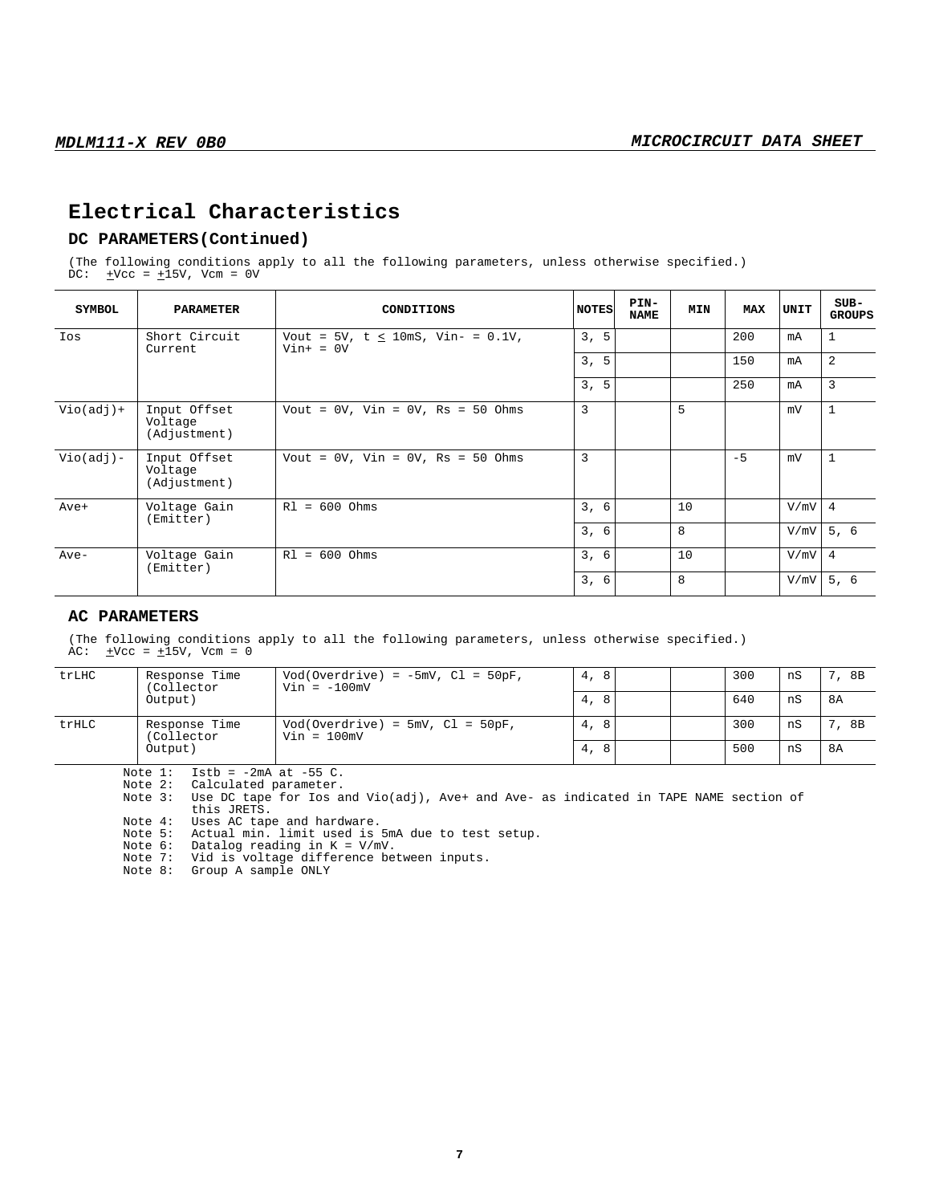# Electrical Characteristics

## DC PARAMETERS(Continued)

(The following conditions apply to all the following parameters, unless otherwise specified.)
DC: ±Vcc = ±15V, Vcm = 0V

| SYMBOL | PARAMETER | CONDITIONS | NOTES | PIN-NAME | MIN | MAX | UNIT | SUB-GROUPS |
|---|---|---|---|---|---|---|---|---|
| Ios | Short Circuit Current | Vout = 5V, t ≤ 10mS, Vin- = 0.1V, Vin+ = 0V | 3, 5 | | | 200 | mA | 1 |
| | | | 3, 5 | | | 150 | mA | 2 |
| | | | 3, 5 | | | 250 | mA | 3 |
| Vio(adj)+ | Input Offset Voltage (Adjustment) | Vout = 0V, Vin = 0V, Rs = 50 Ohms | 3 | | 5 | | mV | 1 |
| Vio(adj)- | Input Offset Voltage (Adjustment) | Vout = 0V, Vin = 0V, Rs = 50 Ohms | 3 | | | -5 | mV | 1 |
| Ave+ | Voltage Gain (Emitter) | Rl = 600 Ohms | 3, 6 | | 10 | | V/mV | 4 |
| | | | 3, 6 | | 8 | | V/mV | 5, 6 |
| Ave- | Voltage Gain (Emitter) | Rl = 600 Ohms | 3, 6 | | 10 | | V/mV | 4 |
| | | | 3, 6 | | 8 | | V/mV | 5, 6 |

## AC PARAMETERS

(The following conditions apply to all the following parameters, unless otherwise specified.)
AC: ±Vcc = ±15V, Vcm = 0

| SYMBOL | PARAMETER | CONDITIONS | NOTES | PIN-NAME | MIN | MAX | UNIT | SUB-GROUPS |
|---|---|---|---|---|---|---|---|---|
| trLHC | Response Time (Collector Output) | Vod(Overdrive) = -5mV, Cl = 50pF, Vin = -100mV | 4, 8 | | | 300 | nS | 7, 8B |
| | | | 4, 8 | | | 640 | nS | 8A |
| trHLC | Response Time (Collector Output) | Vod(Overdrive) = 5mV, Cl = 50pF, Vin = 100mV | 4, 8 | | | 300 | nS | 7, 8B |
| | | | 4, 8 | | | 500 | nS | 8A |

Note 1: Istb = -2mA at -55 C.
Note 2: Calculated parameter.
Note 3: Use DC tape for Ios and Vio(adj), Ave+ and Ave- as indicated in TAPE NAME section of this JRETS.
Note 4: Uses AC tape and hardware.
Note 5: Actual min. limit used is 5mA due to test setup.
Note 6: Datalog reading in K = V/mV.
Note 7: Vid is voltage difference between inputs.
Note 8: Group A sample ONLY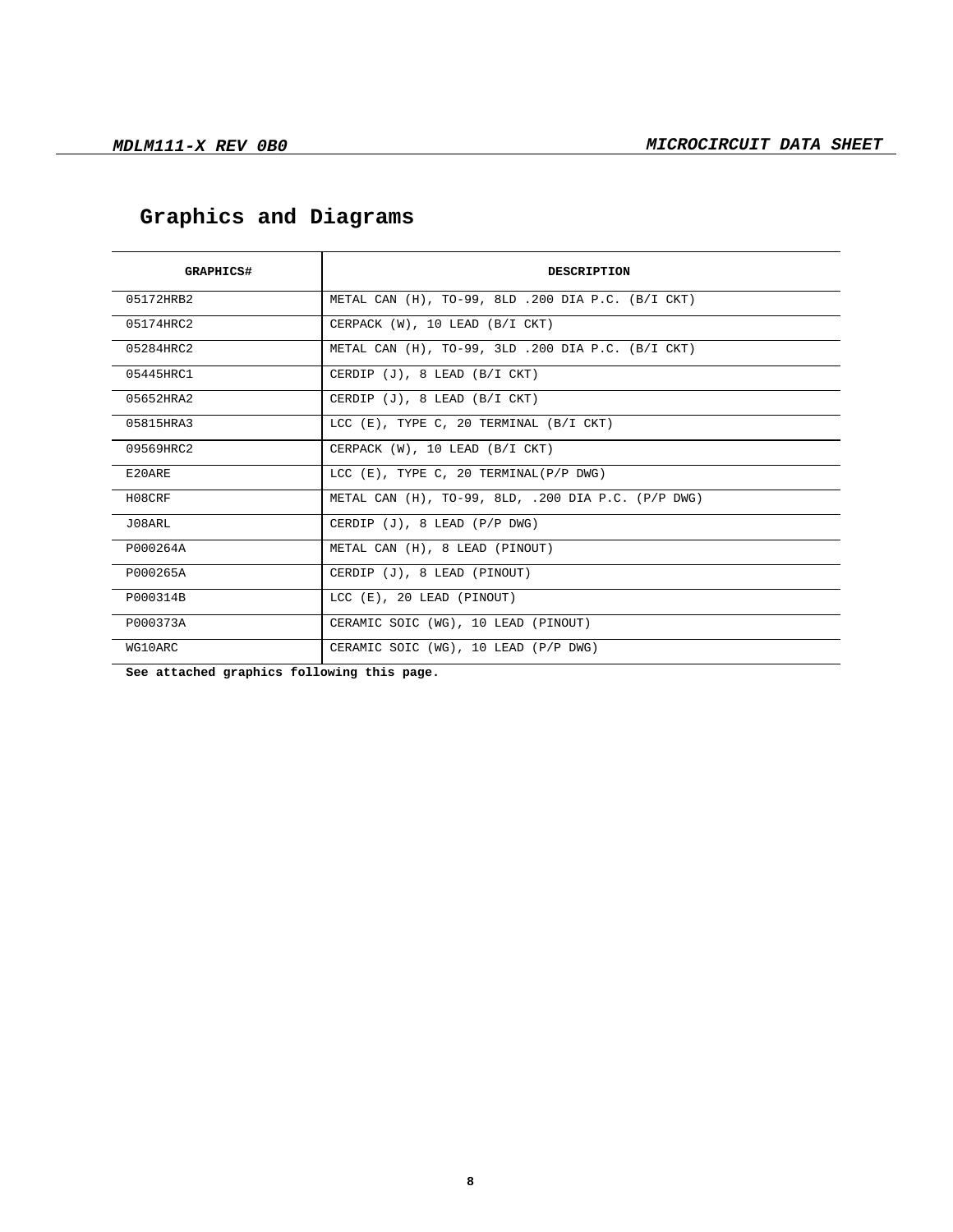## Graphics and Diagrams

| GRAPHICS# | DESCRIPTION |
|---|---|
| 05172HRB2 | METAL CAN (H), TO-99, 8LD .200 DIA P.C. (B/I CKT) |
| 05174HRC2 | CERPACK (W), 10 LEAD (B/I CKT) |
| 05284HRC2 | METAL CAN (H), TO-99, 3LD .200 DIA P.C. (B/I CKT) |
| 05445HRC1 | CERDIP (J), 8 LEAD (B/I CKT) |
| 05652HRA2 | CERDIP (J), 8 LEAD (B/I CKT) |
| 05815HRA3 | LCC (E), TYPE C, 20 TERMINAL (B/I CKT) |
| 09569HRC2 | CERPACK (W), 10 LEAD (B/I CKT) |
| E20ARE | LCC (E), TYPE C, 20 TERMINAL(P/P DWG) |
| H08CRF | METAL CAN (H), TO-99, 8LD, .200 DIA P.C. (P/P DWG) |
| J08ARL | CERDIP (J), 8 LEAD (P/P DWG) |
| P000264A | METAL CAN (H), 8 LEAD (PINOUT) |
| P000265A | CERDIP (J), 8 LEAD (PINOUT) |
| P000314B | LCC (E), 20 LEAD (PINOUT) |
| P000373A | CERAMIC SOIC (WG), 10 LEAD (PINOUT) |
| WG10ARC | CERAMIC SOIC (WG), 10 LEAD (P/P DWG) |

**See attached graphics following this page.**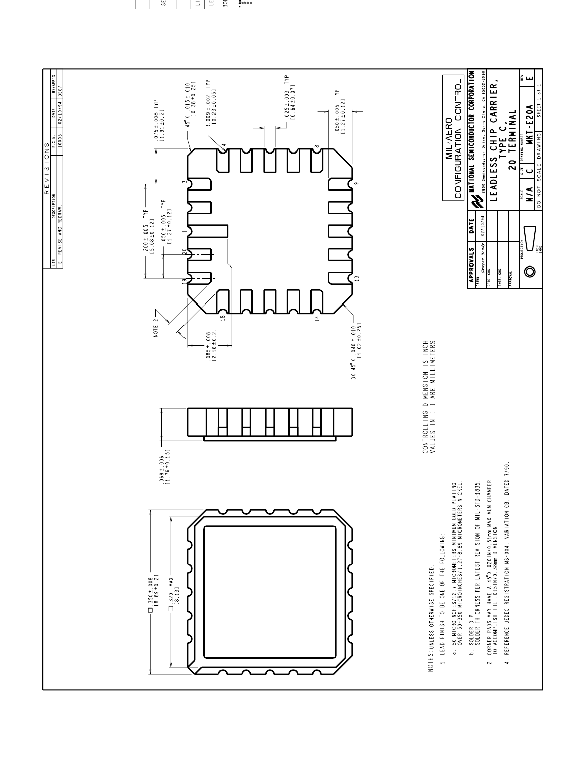| LTR | DESCRIPTION | E.C.N. | DATE | BY/APP'D |
|---|---|---|---|---|
| E | REVISE AND REDRAW. | 10005 | 02/10/94 | DEG/ |

□ .350±.008 [8.89±0.2]

□ .320 MAX [8.13]

.069±.006 [1.76±0.15]

.200±.005 TYP [5.08±0.12]

.050±.005 TYP [1.27±0.12]

.075±.008 TYP [1.91±0.2]

45° X .015±.010 [0.38±0.25]

R.009±.002 TYP [0.23±0.05]

.025±.003 TYP [0.64±0.07]

.050±.005 TYP [1.27±0.12]

.085±.008 [2.16±0.2]

3X 45° X .040±.010 [1.02±0.25]

NOTE 2

CONTROLLING DIMENSION IS INCH
VALUES IN [ ] ARE MILLIMETERS

NOTES: UNLESS OTHERWISE SPECIFIED.

1. LEAD FINISH TO BE ONE OF THE FOLLOWING:
   a. 50 MICROINCHES/12.7 MICROMETERS MINIMUM GOLD PLATING OVER 50-350 MICROINCHES/1.27-8.89 MICROMETERS NICKEL.
   b. SOLDER DIP. SOLDER THICKNESS PER LATEST REVISION OF MIL-STD-1835.
2. CORNER PADS MAY HAVE A 45° X .020IN/0.51mm MAXIMUM CHAMFER TO ACCOMPLISH THE .015IN/0.38mm DIMENSION.
4. REFERENCE JEDEC REGISTRATION MS-004, VARIATION CB, DATED 7/90.

MIL/AERO
CONFIGURATION CONTROL

| APPROVALS | DATE |
|---|---|
| DRAWN Dwayne Grady | 02/10/94 |
| DFTG. CHK. | |
| ENGR. CHK. | |
| APPROVAL | |

NATIONAL SEMICONDUCTOR CORPORATION
2900 Semiconductor Drive, Santa Clara, CA 95052-8090

LEADLESS CHIP CARRIER, TYPE C, 20 TERMINAL

| SCALE | SIZE | DRAWING NUMBER | REV |
|---|---|---|---|
| N/A | C | MKT-E20A | E |

DO NOT SCALE DRAWING — SHEET 1 of 1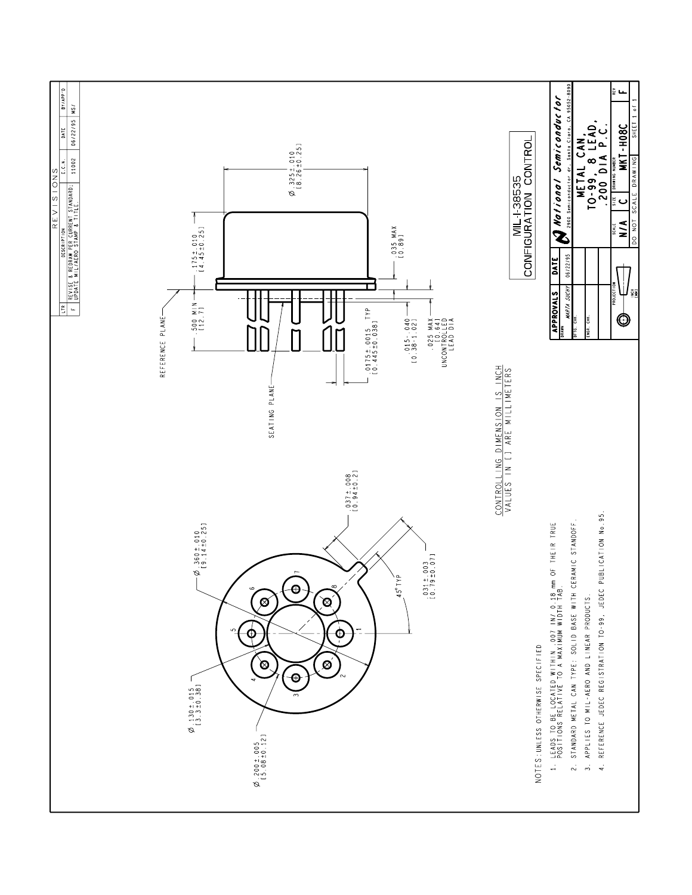## REVISIONS

| LTR | DESCRIPTION | E.C.N. | DATE | BY/APP'D |
|---|---|---|---|---|
| F | REVISE & REDRAW PER CURRENT STANDARD; UPDATE MIL/AERO STAMP & TITLE. | 11002 | 06/22/95 | MS/ |

REFERENCE PLANE

SEATING PLANE

.500 MIN [12.7]

.175±.010 [4.45±0.25]

Ø .325±.010 [8.26±0.25]

.035 MAX [0.89]

.0175±.0015 TYP [0.445±0.038]

.015-.040 [0.38-1.02]

.025 MAX [0.64] UNCONTROLLED LEAD DIA

Ø .360±.010 [9.14±0.25]

Ø .130±.015 [3.3±0.38]

Ø .200±.005 [5.08±0.12]

.037±.008 [0.94±0.2]

.031±.003 [0.79±0.07]

45° TYP

MIL-I-38535
CONFIGURATION CONTROL

CONTROLLING DIMENSION IS INCH
VALUES IN [ ] ARE MILLIMETERS

NOTES: UNLESS OTHERWISE SPECIFIED

1. LEADS TO BE LOCATED WITHIN .007 IN/ 0.18 mm OF THEIR TRUE POSITIONS RELATIVE TO A MAXIMUM WIDTH TAB.
2. STANDARD METAL CAN TYPE: SOLID BASE WITH CERAMIC STANDOFF.
3. APPLIES TO MIL-AERO AND LINEAR PRODUCTS.
4. REFERENCE JEDEC REGISTRATION TO-99, JEDEC PUBLICATION No. 95.

| APPROVALS | DATE |
|---|---|
| DRAWN MARTA SUCHY | 06/22/95 |
| DFTG. CHK. | |
| ENGR. CHK. | |

**National Semiconductor**
2900 Semiconductor dr., Santa Clara, CA 95052-8090

**METAL CAN, TO-99, 8 LEAD, .200 DIA P.C.**

| SCALE | SIZE | DRAWING NUMBER | REV |
|---|---|---|---|
| N/A | C | MKT-H08C | F |

DO NOT SCALE DRAWING — SHEET 1 of 1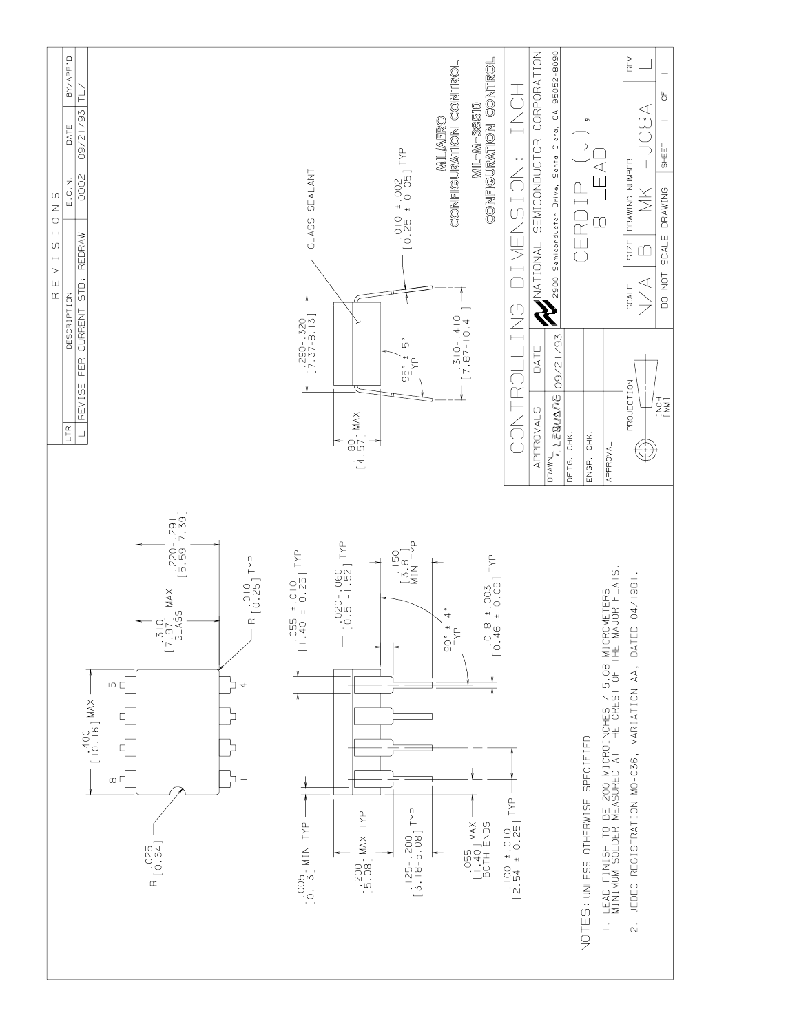# CONTROLLING DIMENSION: INCH

## REVISIONS

| LTR | DESCRIPTION | E.C.N. | DATE | BY/APP'D |
|---|---|---|---|---|
| L | REVISE PER CURRENT STD; REDRAW | 10002 | 09/21/93 | TL/ |

.400 [10.16] MAX

.310 [7.87] MAX GLASS

.220-.291 [5.59-7.39]

R .025 [0.64]

R .010 [0.25] TYP

.005 [0.13] MIN TYP

.055 ± .010 [1.40 ± 0.25] TYP

.200 [5.08] MAX TYP

.020-.060 [0.51-1.52] TYP

.125-.200 [3.18-5.08] TYP

.150 [3.81] MIN TYP

90° ± 4° TYP

.055 [1.40] MAX BOTH ENDS

.018 ± .003 [0.46 ± 0.08] TYP

.100 ± .010 [2.54 ± 0.25] TYP

.180 [4.57] MAX

.290-.320 [7.37-8.13]

GLASS SEALANT

95° ± 5° TYP

.010 ± .002 [0.25 ± 0.05] TYP

.310-.410 [7.87-10.41]

NOTES: UNLESS OTHERWISE SPECIFIED

1. LEAD FINISH TO BE 200 MICROINCHES / 5.08 MICROMETERS MINIMUM SOLDER MEASURED AT THE CREST OF THE MAJOR FLATS.
2. JEDEC REGISTRATION MO-036, VARIATION AA, DATED 04/1981.

**MIL/AERO CONFIGURATION CONTROL**

**MIL-M-38510 CONFIGURATION CONTROL**

| APPROVALS | DATE |
|---|---|
| DRAWN T. LEQUANG | 09/21/93 |
| DFTG. CHK. | |
| ENGR. CHK. | |
| APPROVAL | |

NATIONAL SEMICONDUCTOR CORPORATION
2900 Semiconductor Drive, Santa Clara, CA 95052-8090

CERDIP (J), 8 LEAD

| PROJECTION | SCALE | SIZE | DRAWING NUMBER | REV |
|---|---|---|---|---|
| INCH [MM] | N/A | B | MKT-J08A | L |

DO NOT SCALE DRAWING | SHEET 1 OF 1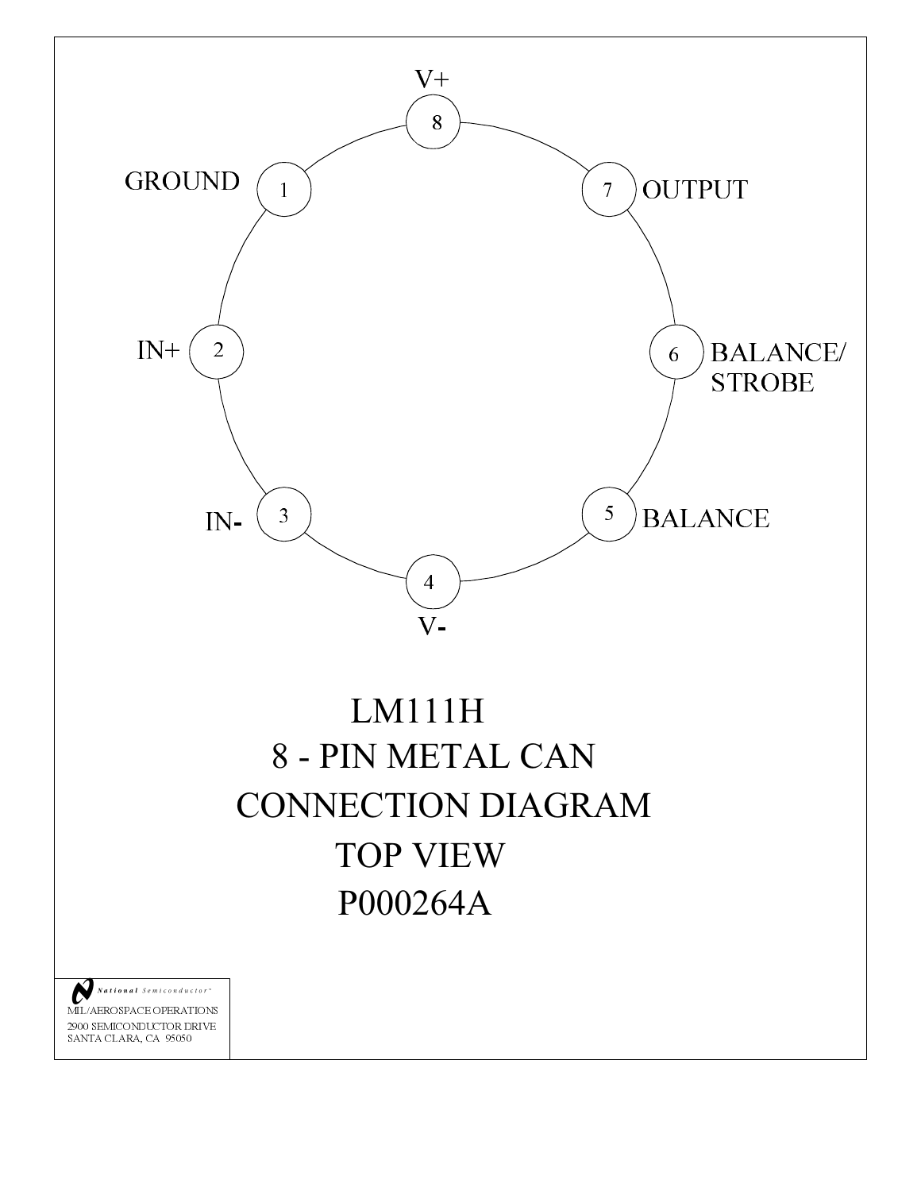V+

8

GROUND 1

7 OUTPUT

IN+ 2

6 BALANCE/ STROBE

IN- 3

5 BALANCE

4

V-

# LM111H

# 8 - PIN METAL CAN

# CONNECTION DIAGRAM

# TOP VIEW

# P000264A

National Semiconductor

MIL/AEROSPACE OPERATIONS
2900 SEMICONDUCTOR DRIVE
SANTA CLARA, CA 95050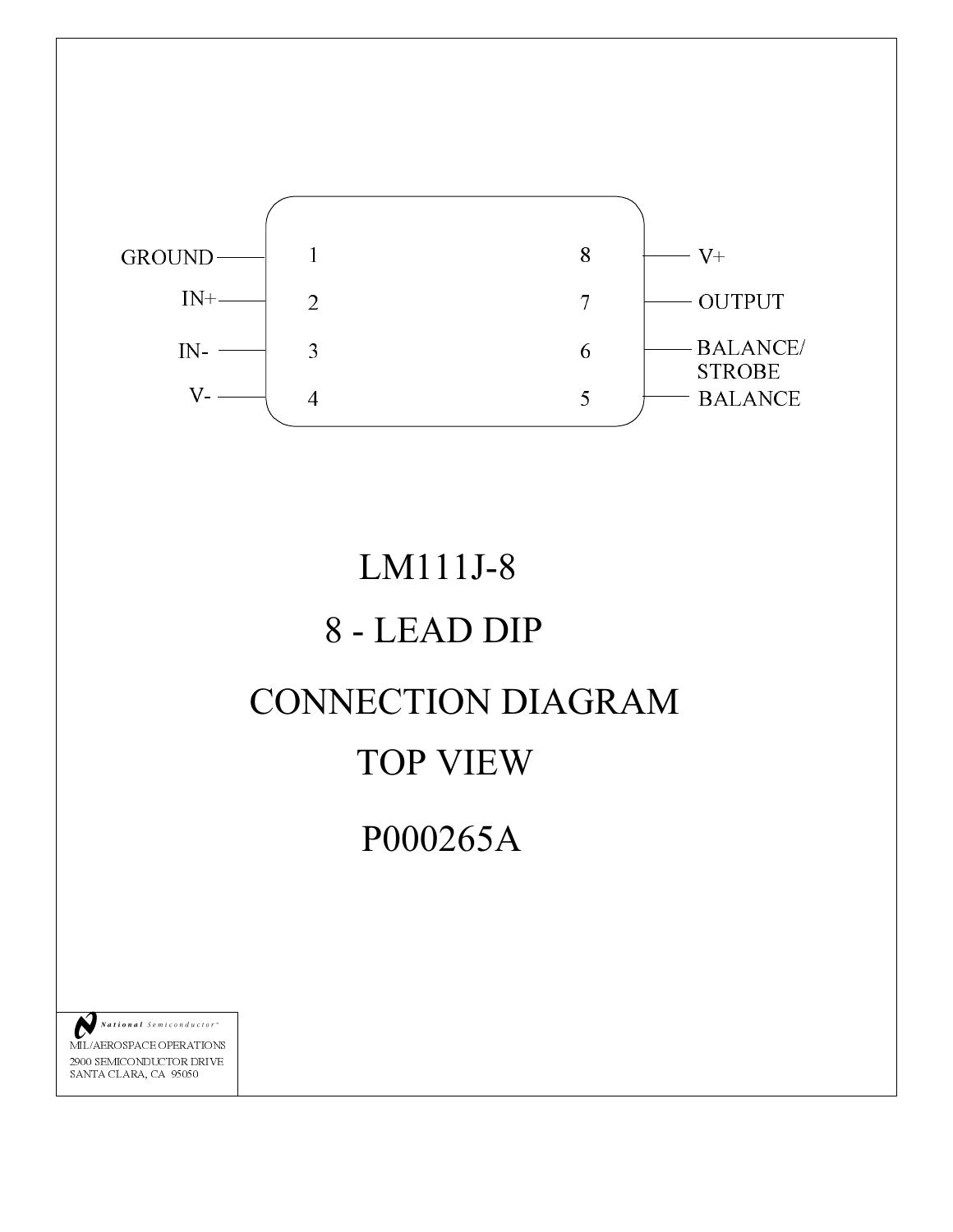| Pin | Function | Pin | Function |
|---|---|---|---|
| 1 | GROUND | 8 | V+ |
| 2 | IN+ | 7 | OUTPUT |
| 3 | IN- | 6 | BALANCE/ STROBE |
| 4 | V- | 5 | BALANCE |

# LM111J-8

## 8 - LEAD DIP

## CONNECTION DIAGRAM

## TOP VIEW

## P000265A

National Semiconductor™
MIL/AEROSPACE OPERATIONS
2900 SEMICONDUCTOR DRIVE
SANTA CLARA, CA 95050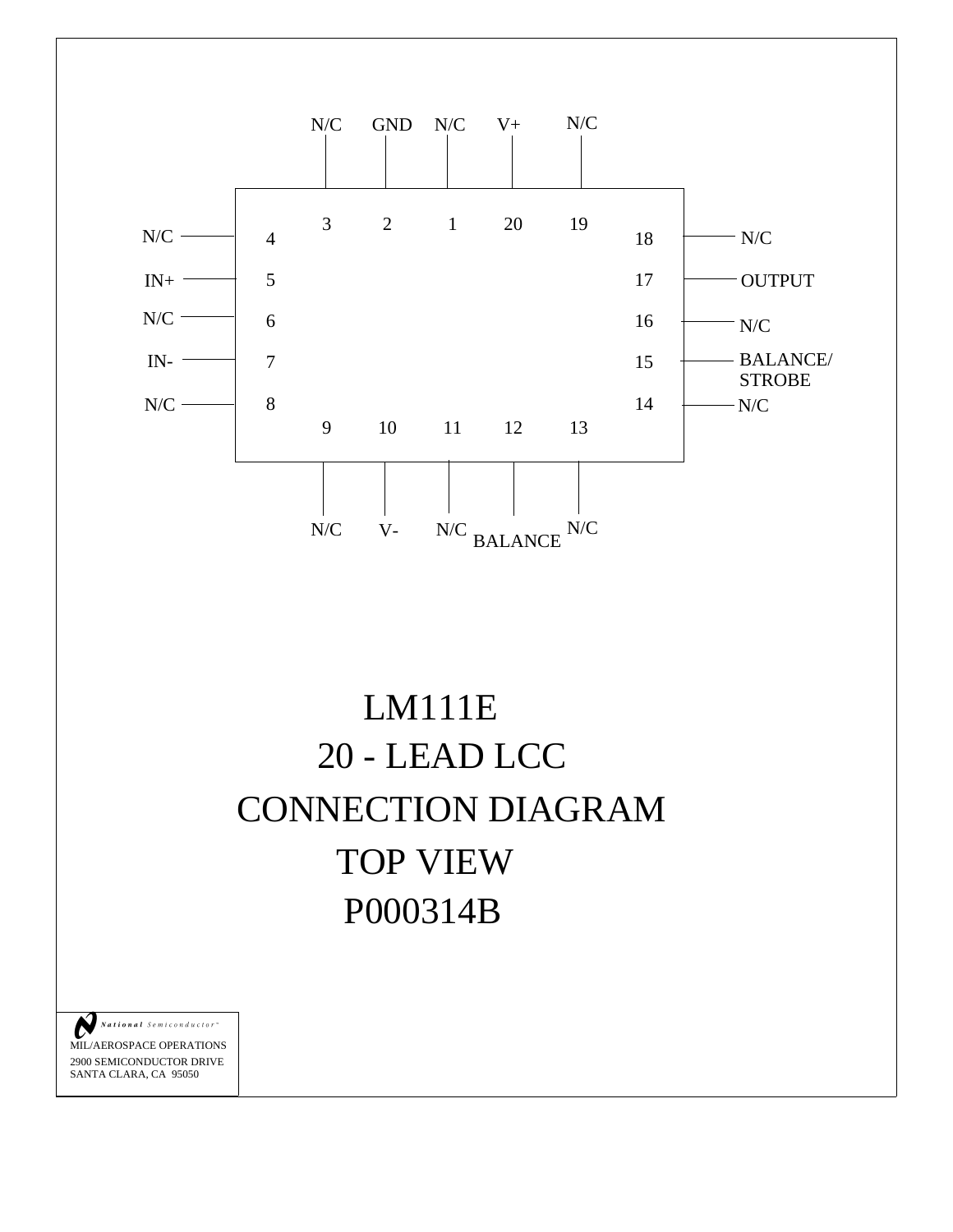| Pin | Function |
| --- | --- |
| 1 | N/C |
| 2 | GND |
| 3 | N/C |
| 4 | N/C |
| 5 | IN+ |
| 6 | N/C |
| 7 | IN- |
| 8 | N/C |
| 9 | N/C |
| 10 | V- |
| 11 | N/C |
| 12 | BALANCE |
| 13 | N/C |
| 14 | N/C |
| 15 | BALANCE/ STROBE |
| 16 | N/C |
| 17 | OUTPUT |
| 18 | N/C |
| 19 | N/C |
| 20 | V+ |

# LM111E
## 20 - LEAD LCC
## CONNECTION DIAGRAM
## TOP VIEW
## P000314B

National Semiconductor™
MIL/AEROSPACE OPERATIONS
2900 SEMICONDUCTOR DRIVE
SANTA CLARA, CA 95050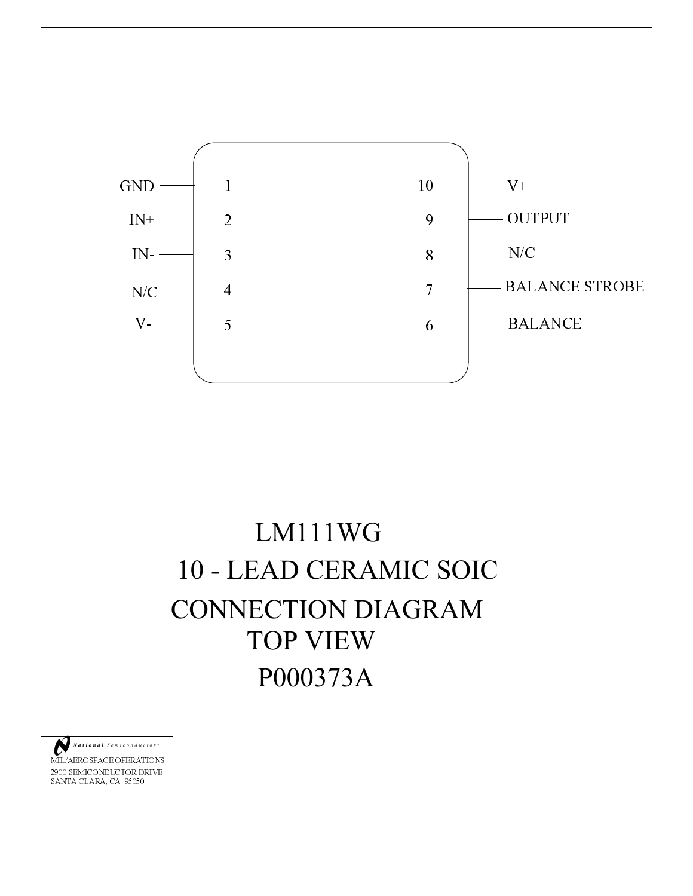| Pin | Left Side | Pin | Right Side |
|---|---|---|---|
| 1 | GND | 10 | V+ |
| 2 | IN+ | 9 | OUTPUT |
| 3 | IN- | 8 | N/C |
| 4 | N/C | 7 | BALANCE STROBE |
| 5 | V- | 6 | BALANCE |

# LM111WG

## 10 - LEAD CERAMIC SOIC

## CONNECTION DIAGRAM

## TOP VIEW

## P000373A

National Semiconductor™
MIL/AEROSPACE OPERATIONS
2900 SEMICONDUCTOR DRIVE
SANTA CLARA, CA 95050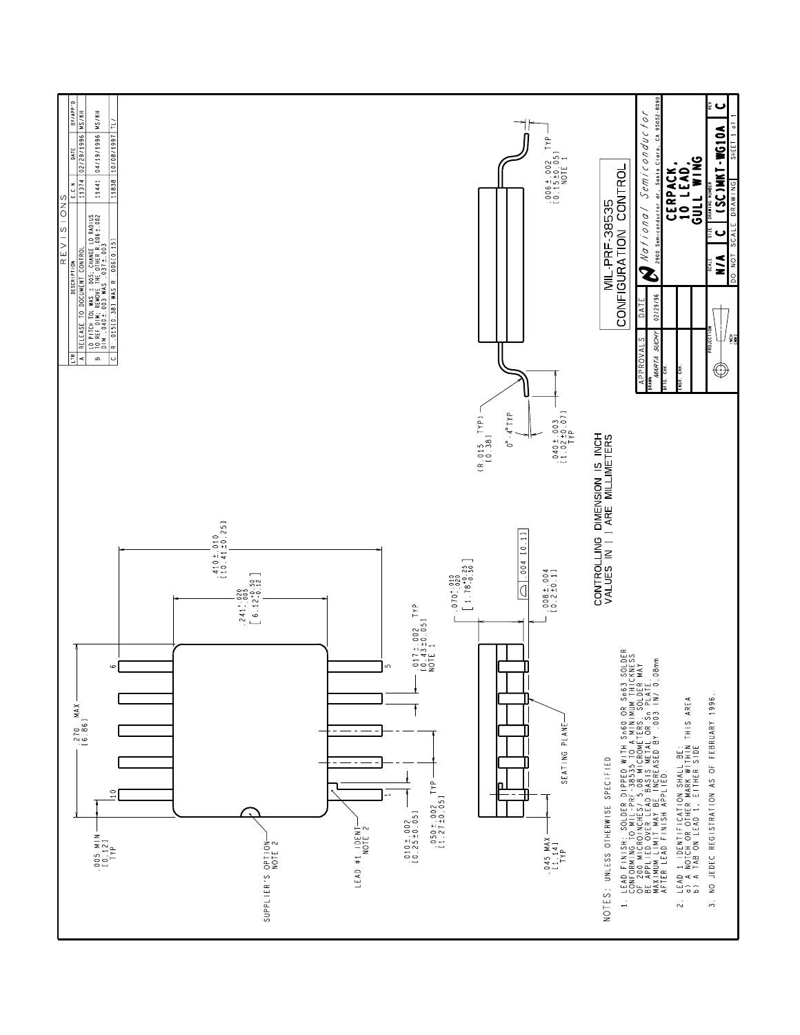## REVISIONS

| LTR | DESCRIPTION | E.C.N. | DATE | BY/APP'D |
|---|---|---|---|---|
| A | RELEASE TO DOCUMENT CONTROL | 11374 | 02/29/1996 | MS/KH |
| B | LD PITCH TOL WAS ± .005; CHANGE LD RADIUS TO REF DIM; REMOVE THE OTHER R.006±.002 DIM .040±.003 WAS .037±.003 | 11441 | 04/19/1996 | MS/KH |
| C | R .015[0.38] WAS R .006[0.15] | 11838 | 10/08/1997 | TL/ |

.270 MAX [6.86]

.005 MIN [0.12] TYP

SUPPLIER'S OPTION NOTE 2

LEAD #1 IDENT NOTE 2

.010±.002 [0.25±0.05]

.050±.002 TYP [1.27±0.05]

.017±.002 TYP [0.43±0.05] NOTE 1

.241 +.020/-.005 [6.12 +0.50/-0.12]

.410±.010 [10.41±0.25]

SEATING PLANE

.045 MAX [1.14] TYP

.070 +.010/-.020 [1.78 +0.25/-0.50]

.004 [0.1]

.008±.004 [0.2±0.1]

(R.015 TYP) [0.38]

0°-4° TYP

.040±.003 [1.02±0.07] TYP

.006±.002 TYP [0.15±0.05] NOTE 1

CONTROLLING DIMENSION IS INCH
VALUES IN [ ] ARE MILLIMETERS

MIL-PRF-38535
CONFIGURATION CONTROL

NOTES: UNLESS OTHERWISE SPECIFIED

1. LEAD FINISH: SOLDER DIPPED WITH Sn60 OR Sn63 SOLDER CONFORMING TO MIL-PRF-38535 TO A MINIMUM THICKNESS OF 200 MICROINCHES/ 5.08 MICROMETERS. SOLDER MAY BE APPLIED OVER LEAD BASIS METAL OR Sn PLATE. MAXIMUM LIMIT MAY BE INCREASED BY .003 IN/ 0.08mm AFTER LEAD FINISH APPLIED.
2. LEAD 1 IDENTIFICATION SHALL BE:
   a) A NOTCH OR OTHER MARK WITHIN THIS AREA
   b) A TAB ON LEAD 1, EITHER SIDE
3. NO JEDEC REGISTRATION AS OF FEBRUARY 1996.

| APPROVALS | DATE |
|---|---|
| DRAWN MARTA SUCHY | 02/29/96 |
| DFTG. CHK. | |
| ENGR. CHK. | |

National Semiconductor
2900 Semiconductor dr. Santa Clara, CA 95052-8090

CERPACK, 10 LEAD, GULL WING

| SCALE | SIZE | DRAWING NUMBER | REV |
|---|---|---|---|
| N/A | C | (SC)MKT-WG10A | C |

DO NOT SCALE DRAWING — SHEET 1 of 1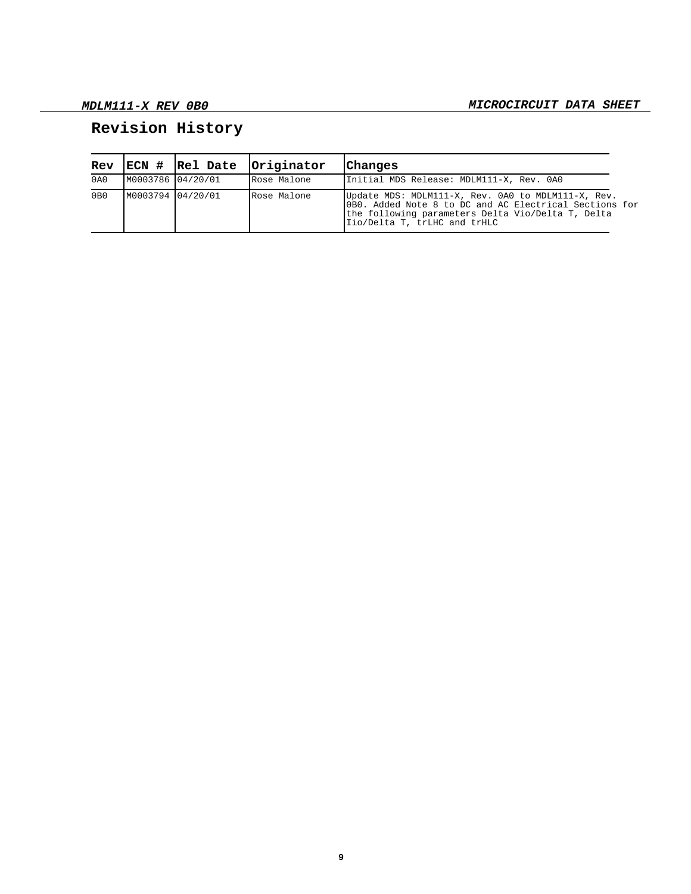# Revision History

| Rev | ECN # | Rel Date | Originator | Changes |
|---|---|---|---|---|
| 0A0 | M0003786 | 04/20/01 | Rose Malone | Initial MDS Release: MDLM111-X, Rev. 0A0 |
| 0B0 | M0003794 | 04/20/01 | Rose Malone | Update MDS: MDLM111-X, Rev. 0A0 to MDLM111-X, Rev. 0B0. Added Note 8 to DC and AC Electrical Sections for the following parameters Delta Vio/Delta T, Delta Iio/Delta T, trLHC and trHLC |